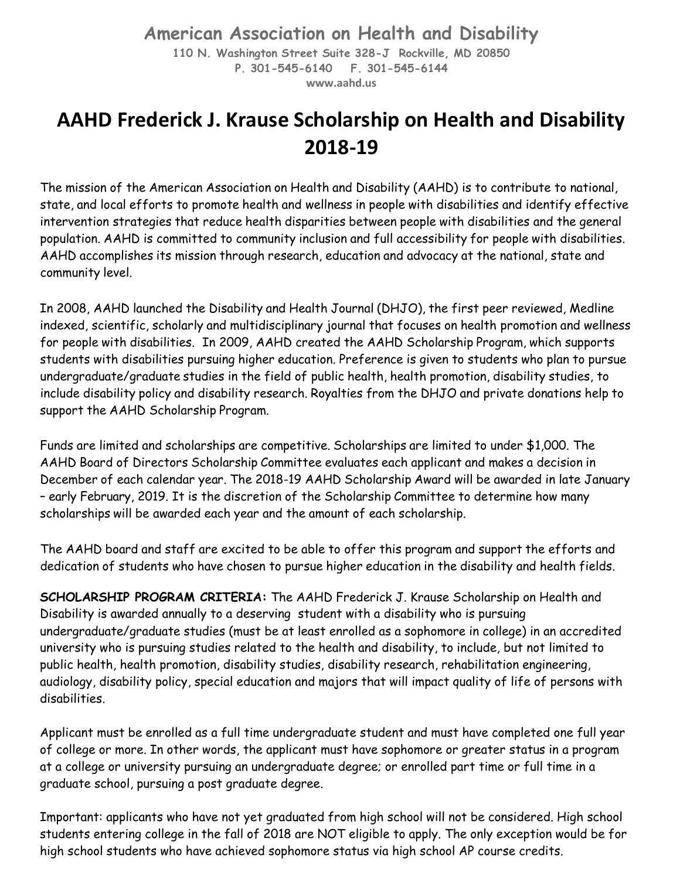**American Association on Health and Disability**

**110 N. Washington Street Suite 328-J Rockville, MD 20850**
**P. 301-545-6140 F. 301-545-6144**
**www.aahd.us**

# AAHD Frederick J. Krause Scholarship on Health and Disability 2018-19

The mission of the American Association on Health and Disability (AAHD) is to contribute to national, state, and local efforts to promote health and wellness in people with disabilities and identify effective intervention strategies that reduce health disparities between people with disabilities and the general population. AAHD is committed to community inclusion and full accessibility for people with disabilities. AAHD accomplishes its mission through research, education and advocacy at the national, state and community level.

In 2008, AAHD launched the Disability and Health Journal (DHJO), the first peer reviewed, Medline indexed, scientific, scholarly and multidisciplinary journal that focuses on health promotion and wellness for people with disabilities. In 2009, AAHD created the AAHD Scholarship Program, which supports students with disabilities pursuing higher education. Preference is given to students who plan to pursue undergraduate/graduate studies in the field of public health, health promotion, disability studies, to include disability policy and disability research. Royalties from the DHJO and private donations help to support the AAHD Scholarship Program.

Funds are limited and scholarships are competitive. Scholarships are limited to under $1,000. The AAHD Board of Directors Scholarship Committee evaluates each applicant and makes a decision in December of each calendar year. The 2018-19 AAHD Scholarship Award will be awarded in late January – early February, 2019. It is the discretion of the Scholarship Committee to determine how many scholarships will be awarded each year and the amount of each scholarship.

The AAHD board and staff are excited to be able to offer this program and support the efforts and dedication of students who have chosen to pursue higher education in the disability and health fields.

**SCHOLARSHIP PROGRAM CRITERIA:** The AAHD Frederick J. Krause Scholarship on Health and Disability is awarded annually to a deserving student with a disability who is pursuing undergraduate/graduate studies (must be at least enrolled as a sophomore in college) in an accredited university who is pursuing studies related to the health and disability, to include, but not limited to public health, health promotion, disability studies, disability research, rehabilitation engineering, audiology, disability policy, special education and majors that will impact quality of life of persons with disabilities.

Applicant must be enrolled as a full time undergraduate student and must have completed one full year of college or more. In other words, the applicant must have sophomore or greater status in a program at a college or university pursuing an undergraduate degree; or enrolled part time or full time in a graduate school, pursuing a post graduate degree.

Important: applicants who have not yet graduated from high school will not be considered. High school students entering college in the fall of 2018 are NOT eligible to apply. The only exception would be for high school students who have achieved sophomore status via high school AP course credits.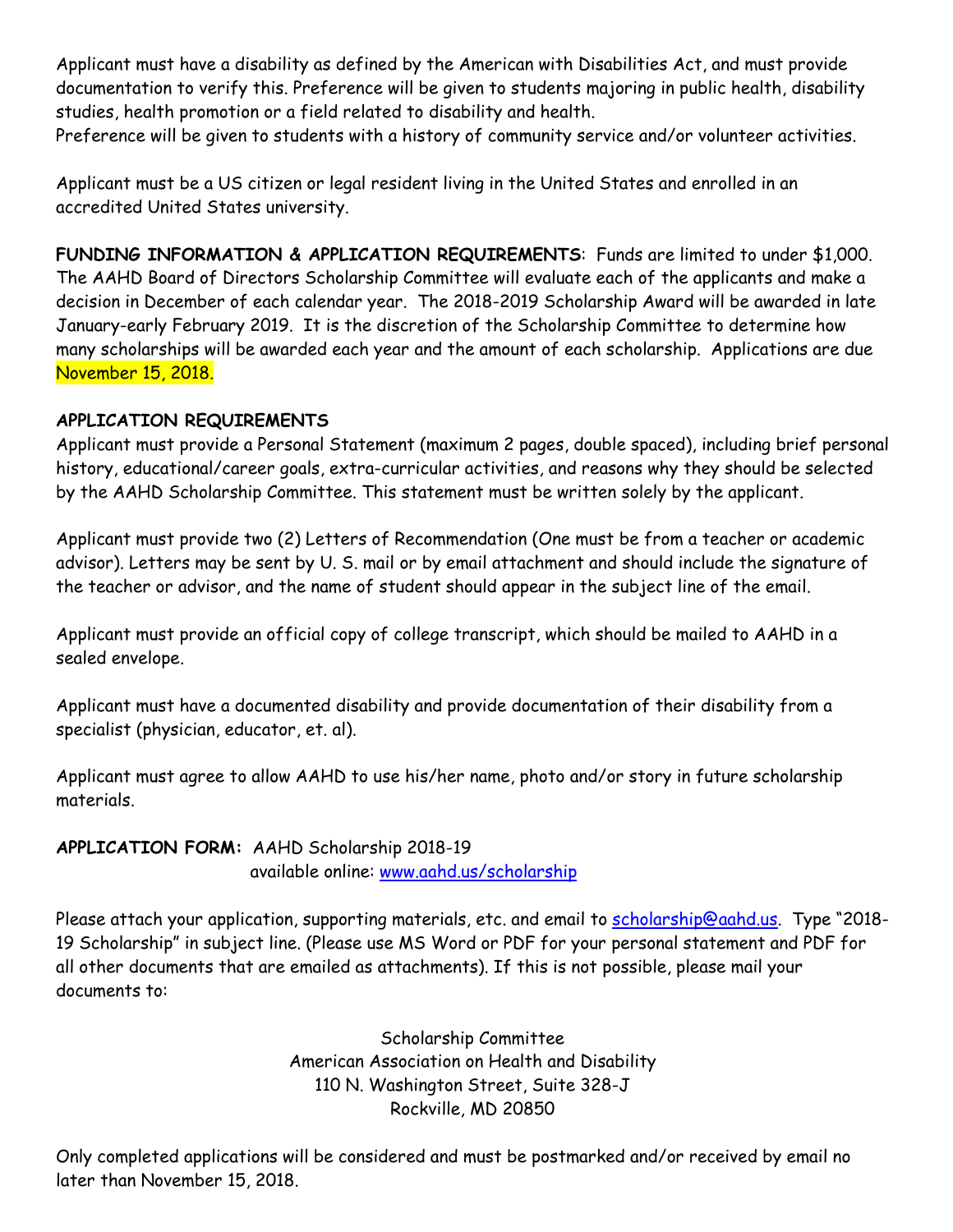Applicant must have a disability as defined by the American with Disabilities Act, and must provide documentation to verify this. Preference will be given to students majoring in public health, disability studies, health promotion or a field related to disability and health.
Preference will be given to students with a history of community service and/or volunteer activities.

Applicant must be a US citizen or legal resident living in the United States and enrolled in an accredited United States university.

**FUNDING INFORMATION & APPLICATION REQUIREMENTS**: Funds are limited to under $1,000. The AAHD Board of Directors Scholarship Committee will evaluate each of the applicants and make a decision in December of each calendar year. The 2018-2019 Scholarship Award will be awarded in late January-early February 2019. It is the discretion of the Scholarship Committee to determine how many scholarships will be awarded each year and the amount of each scholarship. Applications are due November 15, 2018.

**APPLICATION REQUIREMENTS**

Applicant must provide a Personal Statement (maximum 2 pages, double spaced), including brief personal history, educational/career goals, extra-curricular activities, and reasons why they should be selected by the AAHD Scholarship Committee. This statement must be written solely by the applicant.

Applicant must provide two (2) Letters of Recommendation (One must be from a teacher or academic advisor). Letters may be sent by U. S. mail or by email attachment and should include the signature of the teacher or advisor, and the name of student should appear in the subject line of the email.

Applicant must provide an official copy of college transcript, which should be mailed to AAHD in a sealed envelope.

Applicant must have a documented disability and provide documentation of their disability from a specialist (physician, educator, et. al).

Applicant must agree to allow AAHD to use his/her name, photo and/or story in future scholarship materials.

**APPLICATION FORM:** AAHD Scholarship 2018-19
available online: www.aahd.us/scholarship

Please attach your application, supporting materials, etc. and email to scholarship@aahd.us. Type "2018-19 Scholarship" in subject line. (Please use MS Word or PDF for your personal statement and PDF for all other documents that are emailed as attachments). If this is not possible, please mail your documents to:

Scholarship Committee
American Association on Health and Disability
110 N. Washington Street, Suite 328-J
Rockville, MD 20850

Only completed applications will be considered and must be postmarked and/or received by email no later than November 15, 2018.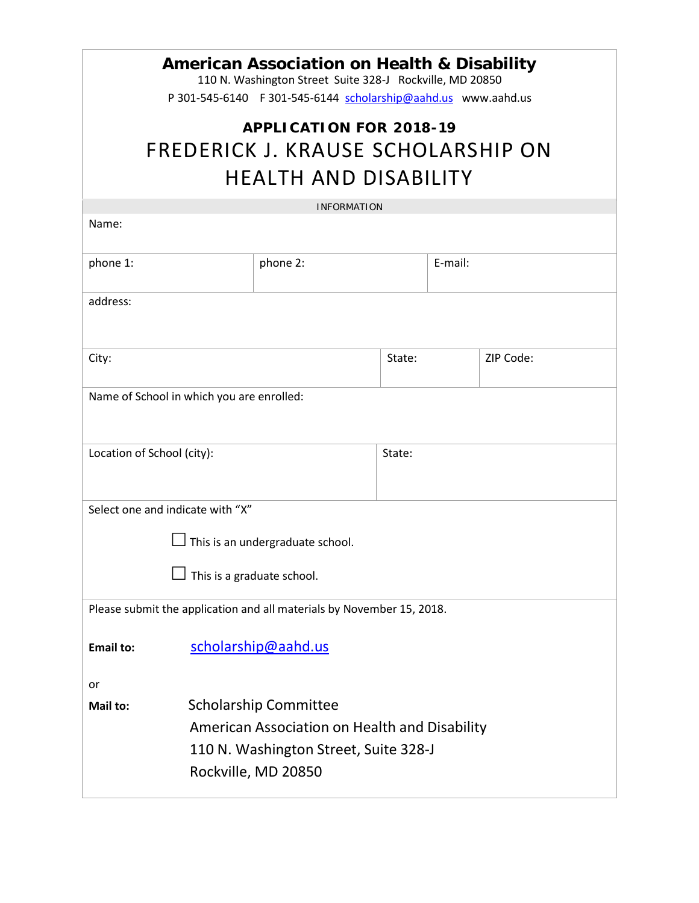# American Association on Health & Disability

110 N. Washington Street Suite 328-J Rockville, MD 20850

P 301-545-6140 F 301-545-6144 scholarship@aahd.us www.aahd.us

## APPLICATION FOR 2018-19

# FREDERICK J. KRAUSE SCHOLARSHIP ON HEALTH AND DISABILITY

INFORMATION

| | | | |
|---|---|---|---|
| Name: | | | |
| phone 1: | phone 2: | E-mail: | |
| address: | | | |
| City: | | State: | ZIP Code: |
| Name of School in which you are enrolled: | | | |
| Location of School (city): | | State: | |

Select one and indicate with "X"

- ☐ This is an undergraduate school.
- ☐ This is a graduate school.

Please submit the application and all materials by November 15, 2018.

**Email to:** scholarship@aahd.us

or

**Mail to:**

Scholarship Committee
American Association on Health and Disability
110 N. Washington Street, Suite 328-J
Rockville, MD 20850